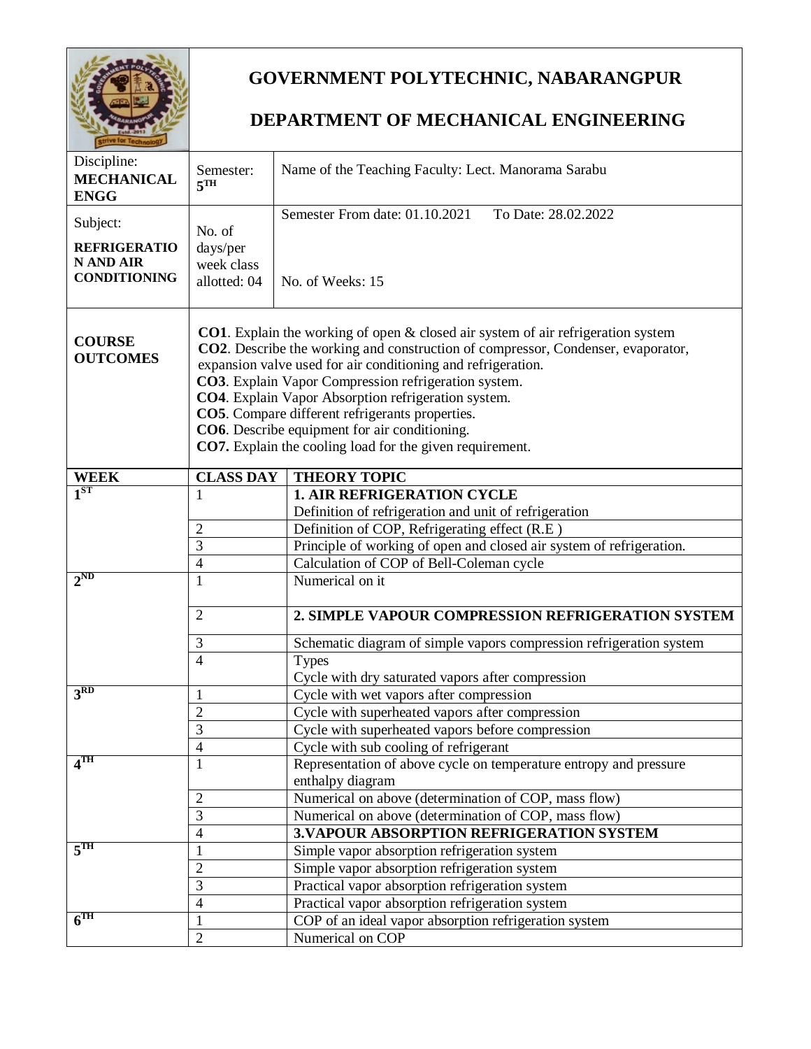# GOVERNMENT POLYTECHNIC, NABARANGPUR

## DEPARTMENT OF MECHANICAL ENGINEERING

| Discipline: **MECHANICAL ENGG** | Semester: **5TH** | Name of the Teaching Faculty: Lect. Manorama Sarabu |
|---|---|---|
| Subject: **REFRIGERATION AND AIR CONDITIONING** | No. of days/per week class allotted: 04 | Semester From date: 01.10.2021 To Date: 28.02.2022<br>No. of Weeks: 15 |

**COURSE OUTCOMES**

**CO1**. Explain the working of open & closed air system of air refrigeration system
**CO2**. Describe the working and construction of compressor, Condenser, evaporator, expansion valve used for air conditioning and refrigeration.
**CO3**. Explain Vapor Compression refrigeration system.
**CO4**. Explain Vapor Absorption refrigeration system.
**CO5**. Compare different refrigerants properties.
**CO6**. Describe equipment for air conditioning.
**CO7.** Explain the cooling load for the given requirement.

| WEEK | CLASS DAY | THEORY TOPIC |
|---|---|---|
| 1ST | 1 | **1. AIR REFRIGERATION CYCLE**<br>Definition of refrigeration and unit of refrigeration |
| | 2 | Definition of COP, Refrigerating effect (R.E ) |
| | 3 | Principle of working of open and closed air system of refrigeration. |
| | 4 | Calculation of COP of Bell-Coleman cycle |
| 2ND | 1 | Numerical on it |
| | 2 | **2. SIMPLE VAPOUR COMPRESSION REFRIGERATION SYSTEM** |
| | 3 | Schematic diagram of simple vapors compression refrigeration system |
| | 4 | Types<br>Cycle with dry saturated vapors after compression |
| 3RD | 1 | Cycle with wet vapors after compression |
| | 2 | Cycle with superheated vapors after compression |
| | 3 | Cycle with superheated vapors before compression |
| | 4 | Cycle with sub cooling of refrigerant |
| 4TH | 1 | Representation of above cycle on temperature entropy and pressure enthalpy diagram |
| | 2 | Numerical on above (determination of COP, mass flow) |
| | 3 | Numerical on above (determination of COP, mass flow) |
| | 4 | **3.VAPOUR ABSORPTION REFRIGERATION SYSTEM** |
| 5TH | 1 | Simple vapor absorption refrigeration system |
| | 2 | Simple vapor absorption refrigeration system |
| | 3 | Practical vapor absorption refrigeration system |
| | 4 | Practical vapor absorption refrigeration system |
| 6TH | 1 | COP of an ideal vapor absorption refrigeration system |
| | 2 | Numerical on COP |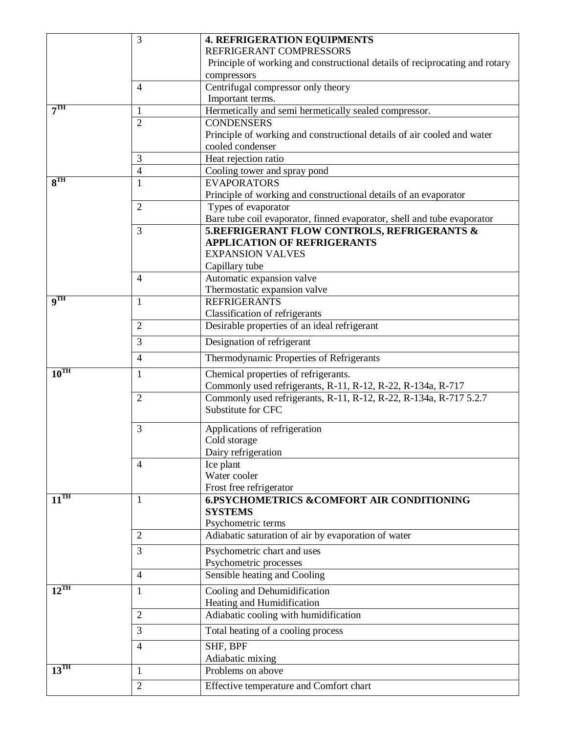| | | |
|---|---|---|
| | 3 | **4. REFRIGERATION EQUIPMENTS**<br>REFRIGERANT COMPRESSORS<br>Principle of working and constructional details of reciprocating and rotary compressors |
| | 4 | Centrifugal compressor only theory<br>Important terms. |
| **7$^{TH}$** | 1 | Hermetically and semi hermetically sealed compressor. |
| | 2 | CONDENSERS<br>Principle of working and constructional details of air cooled and water cooled condenser |
| | 3 | Heat rejection ratio |
| | 4 | Cooling tower and spray pond |
| **8$^{TH}$** | 1 | EVAPORATORS<br>Principle of working and constructional details of an evaporator |
| | 2 | Types of evaporator<br>Bare tube coil evaporator, finned evaporator, shell and tube evaporator |
| | 3 | **5.REFRIGERANT FLOW CONTROLS, REFRIGERANTS & APPLICATION OF REFRIGERANTS**<br>EXPANSION VALVES<br>Capillary tube |
| | 4 | Automatic expansion valve<br>Thermostatic expansion valve |
| **9$^{TH}$** | 1 | REFRIGERANTS<br>Classification of refrigerants |
| | 2 | Desirable properties of an ideal refrigerant |
| | 3 | Designation of refrigerant |
| | 4 | Thermodynamic Properties of Refrigerants |
| **10$^{TH}$** | 1 | Chemical properties of refrigerants.<br>Commonly used refrigerants, R-11, R-12, R-22, R-134a, R-717 |
| | 2 | Commonly used refrigerants, R-11, R-12, R-22, R-134a, R-717 5.2.7<br>Substitute for CFC |
| | 3 | Applications of refrigeration<br>Cold storage<br>Dairy refrigeration |
| | 4 | Ice plant<br>Water cooler<br>Frost free refrigerator |
| **11$^{TH}$** | 1 | **6.PSYCHOMETRICS &COMFORT AIR CONDITIONING SYSTEMS**<br>Psychometric terms |
| | 2 | Adiabatic saturation of air by evaporation of water |
| | 3 | Psychometric chart and uses<br>Psychometric processes |
| | 4 | Sensible heating and Cooling |
| **12$^{TH}$** | 1 | Cooling and Dehumidification<br>Heating and Humidification |
| | 2 | Adiabatic cooling with humidification |
| | 3 | Total heating of a cooling process |
| | 4 | SHF, BPF<br>Adiabatic mixing |
| **13$^{TH}$** | 1 | Problems on above |
| | 2 | Effective temperature and Comfort chart |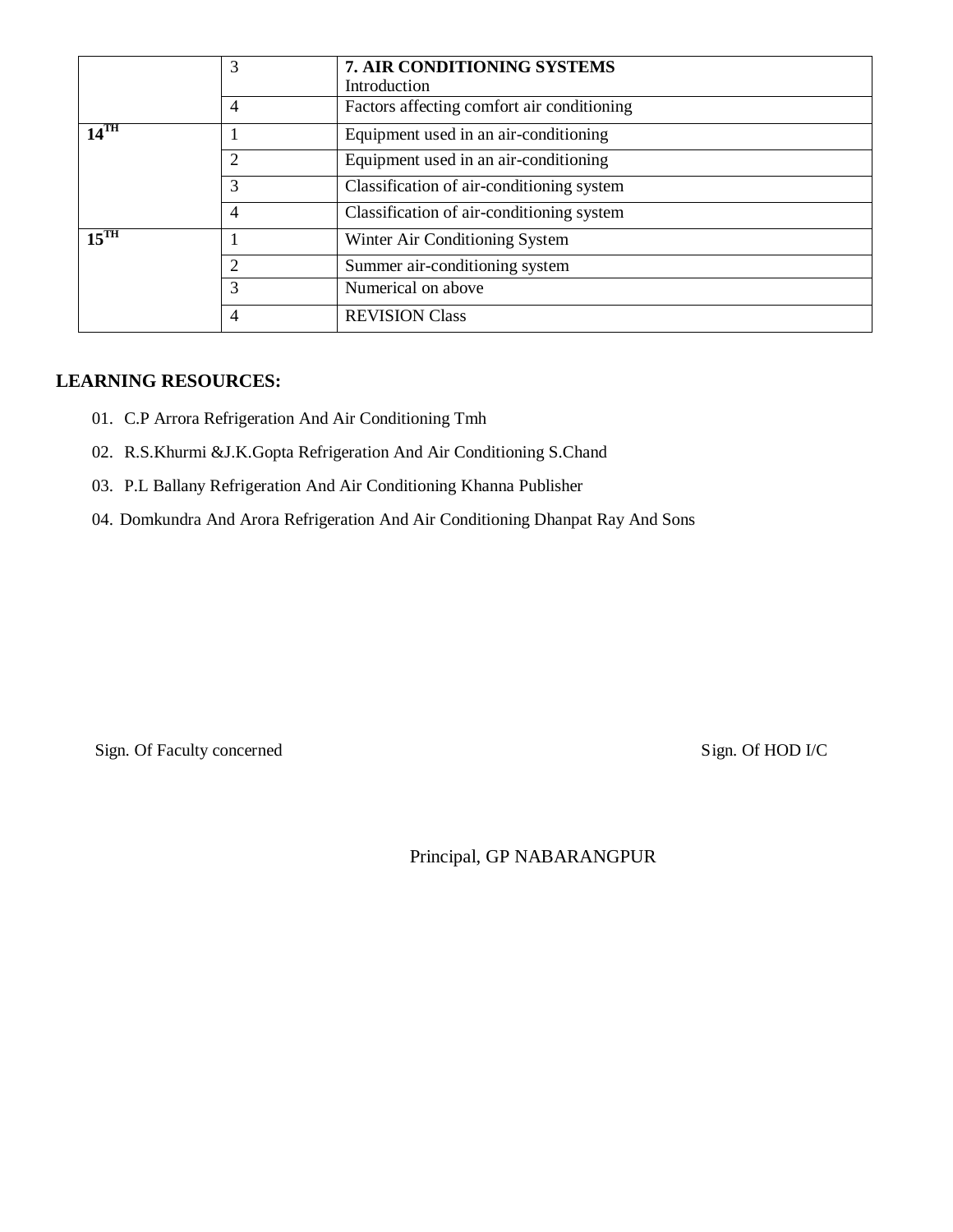| | | |
|---|---|---|
| | 3 | **7. AIR CONDITIONING SYSTEMS** Introduction |
| | 4 | Factors affecting comfort air conditioning |
| **14$^{TH}$** | 1 | Equipment used in an air-conditioning |
| | 2 | Equipment used in an air-conditioning |
| | 3 | Classification of air-conditioning system |
| | 4 | Classification of air-conditioning system |
| **15$^{TH}$** | 1 | Winter Air Conditioning System |
| | 2 | Summer air-conditioning system |
| | 3 | Numerical on above |
| | 4 | REVISION Class |

**LEARNING RESOURCES:**

01. C.P Arrora Refrigeration And Air Conditioning Tmh
02. R.S.Khurmi &J.K.Gopta Refrigeration And Air Conditioning S.Chand
03. P.L Ballany Refrigeration And Air Conditioning Khanna Publisher
04. Domkundra And Arora Refrigeration And Air Conditioning Dhanpat Ray And Sons

Sign. Of Faculty concerned

Sign. Of HOD I/C

Principal, GP NABARANGPUR